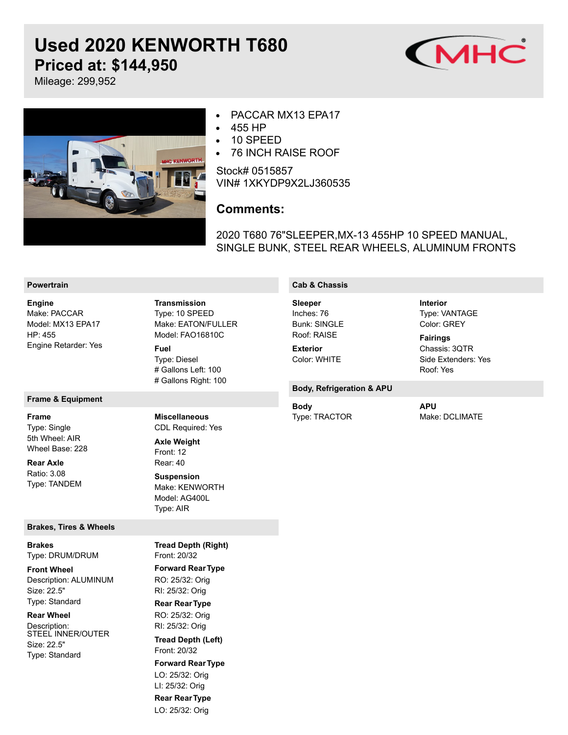# Used 2020 KENWORTH T680

## Priced at: $144,950

Mileage: 299,952

- PACCAR MX13 EPA17
- 455 HP
- 10 SPEED
- 76 INCH RAISE ROOF

Stock# 0515857
VIN# 1XKYDP9X2LJ360535

### Comments:

2020 T680 76"SLEEPER,MX-13 455HP 10 SPEED MANUAL, SINGLE BUNK, STEEL REAR WHEELS, ALUMINUM FRONTS

## Powertrain

**Engine**
Make: PACCAR
Model: MX13 EPA17
HP: 455
Engine Retarder: Yes

**Transmission**
Type: 10 SPEED
Make: EATON/FULLER
Model: FAO16810C

**Fuel**
Type: Diesel
# Gallons Left: 100
# Gallons Right: 100

## Frame & Equipment

**Frame**
Type: Single
5th Wheel: AIR
Wheel Base: 228

**Rear Axle**
Ratio: 3.08
Type: TANDEM

**Miscellaneous**
CDL Required: Yes

**Axle Weight**
Front: 12
Rear: 40

**Suspension**
Make: KENWORTH
Model: AG400L
Type: AIR

## Brakes, Tires & Wheels

**Brakes**
Type: DRUM/DRUM

**Front Wheel**
Description: ALUMINUM
Size: 22.5"
Type: Standard

**Rear Wheel**
Description: STEEL INNER/OUTER
Size: 22.5"
Type: Standard

**Tread Depth (Right)**
Front: 20/32

**Forward Rear Type**
RO: 25/32: Orig
RI: 25/32: Orig

**Rear Rear Type**
RO: 25/32: Orig
RI: 25/32: Orig

**Tread Depth (Left)**
Front: 20/32

**Forward Rear Type**
LO: 25/32: Orig
LI: 25/32: Orig

**Rear Rear Type**
LO: 25/32: Orig

## Cab & Chassis

**Sleeper**
Inches: 76
Bunk: SINGLE
Roof: RAISE

**Exterior**
Color: WHITE

**Interior**
Type: VANTAGE
Color: GREY

**Fairings**
Chassis: 3QTR
Side Extenders: Yes
Roof: Yes

## Body, Refrigeration & APU

**Body**
Type: TRACTOR

**APU**
Make: DCLIMATE